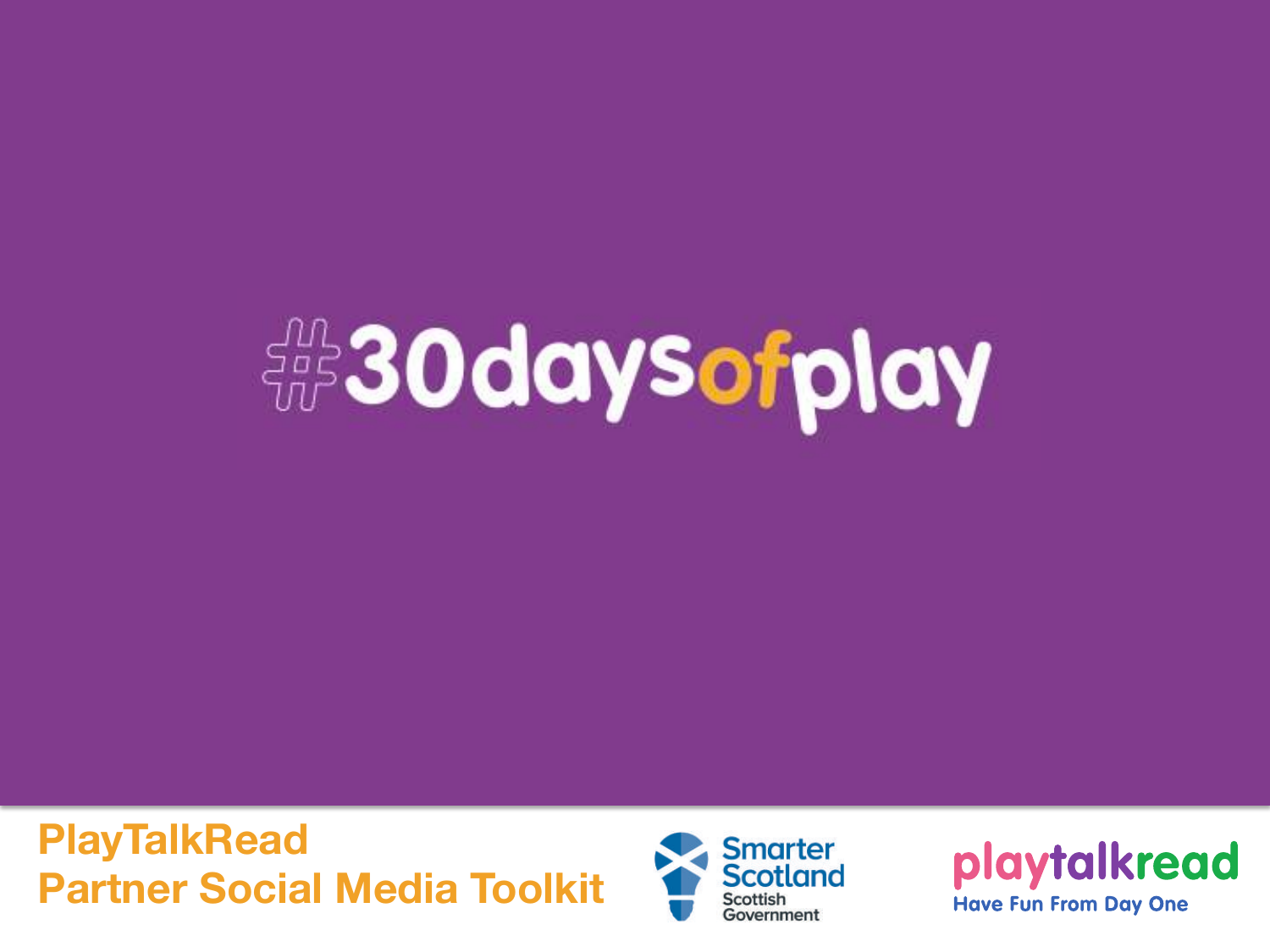# #30daysofplay

## PlayTalkRead
## Partner Social Media Toolkit

Smarter Scotland
Scottish Government

playtalkread
Have Fun From Day One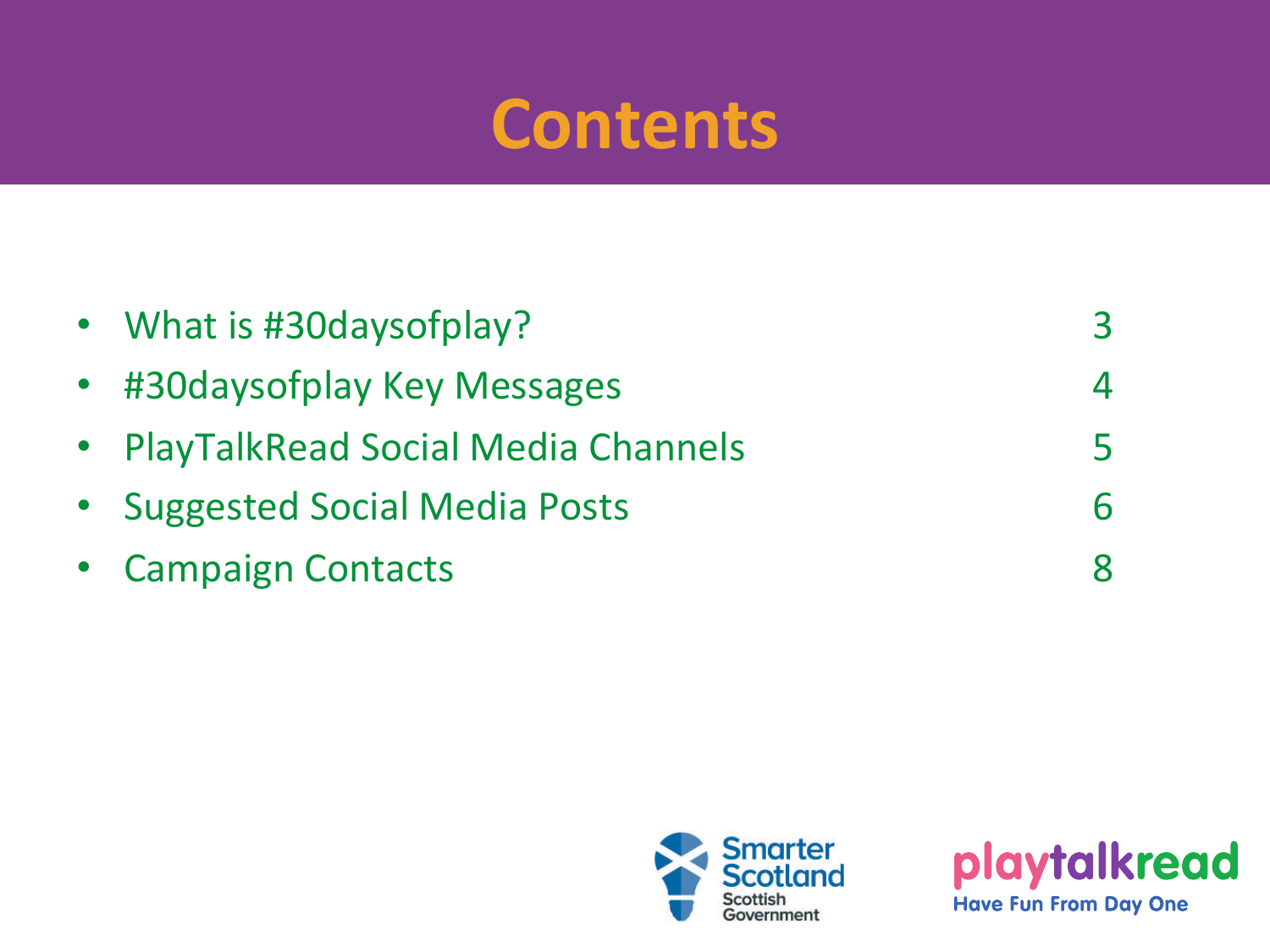# Contents

| | |
|---|---|
| What is #30daysofplay? | 3 |
| #30daysofplay Key Messages | 4 |
| PlayTalkRead Social Media Channels | 5 |
| Suggested Social Media Posts | 6 |
| Campaign Contacts | 8 |

Smarter Scotland
Scottish Government

playtalkread
Have Fun From Day One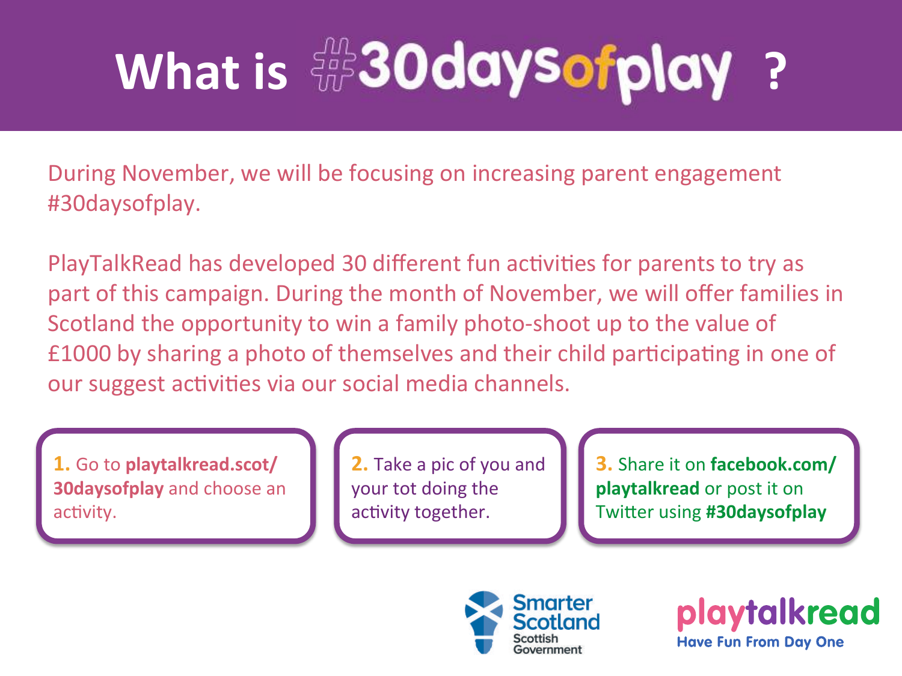# What is #30daysofplay ?

During November, we will be focusing on increasing parent engagement #30daysofplay.

PlayTalkRead has developed 30 different fun activities for parents to try as part of this campaign. During the month of November, we will offer families in Scotland the opportunity to win a family photo-shoot up to the value of £1000 by sharing a photo of themselves and their child participating in one of our suggest activities via our social media channels.

1. Go to **playtalkread.scot/30daysofplay** and choose an activity.
2. Take a pic of you and your tot doing the activity together.
3. Share it on **facebook.com/playtalkread** or post it on Twitter using **#30daysofplay**

Smarter Scotland
Scottish Government

playtalkread
Have Fun From Day One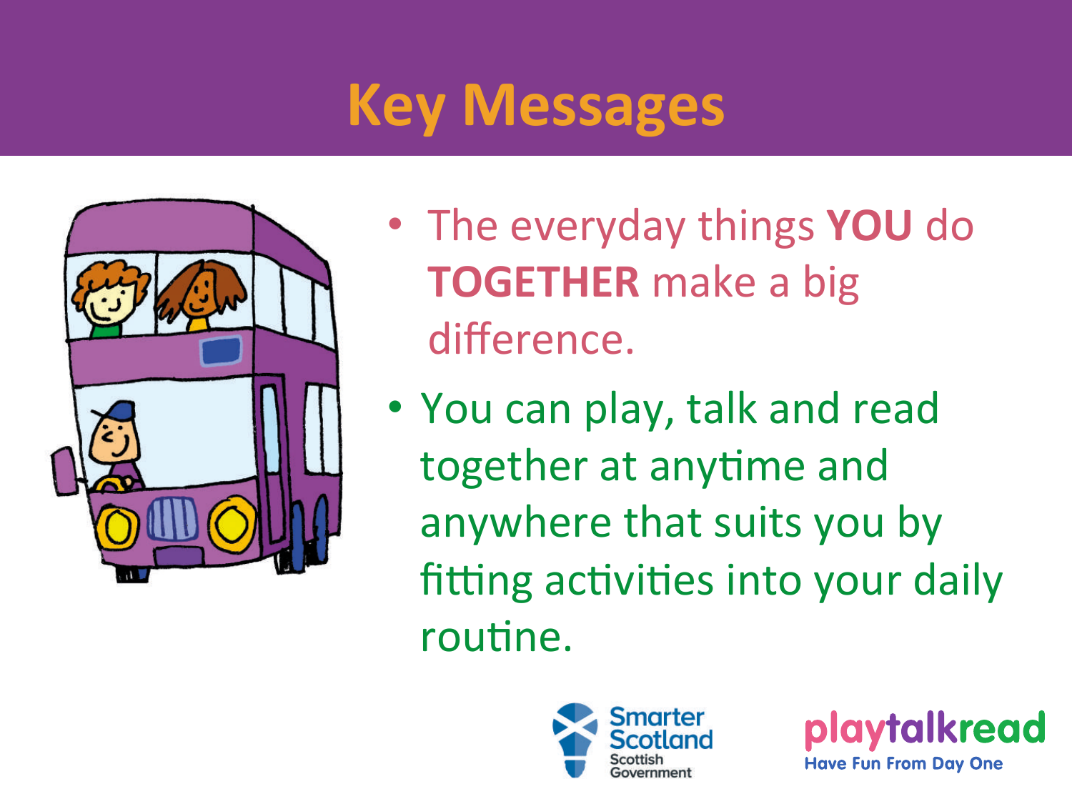# Key Messages

- The everyday things **YOU** do **TOGETHER** make a big difference.
- You can play, talk and read together at anytime and anywhere that suits you by fitting activities into your daily routine.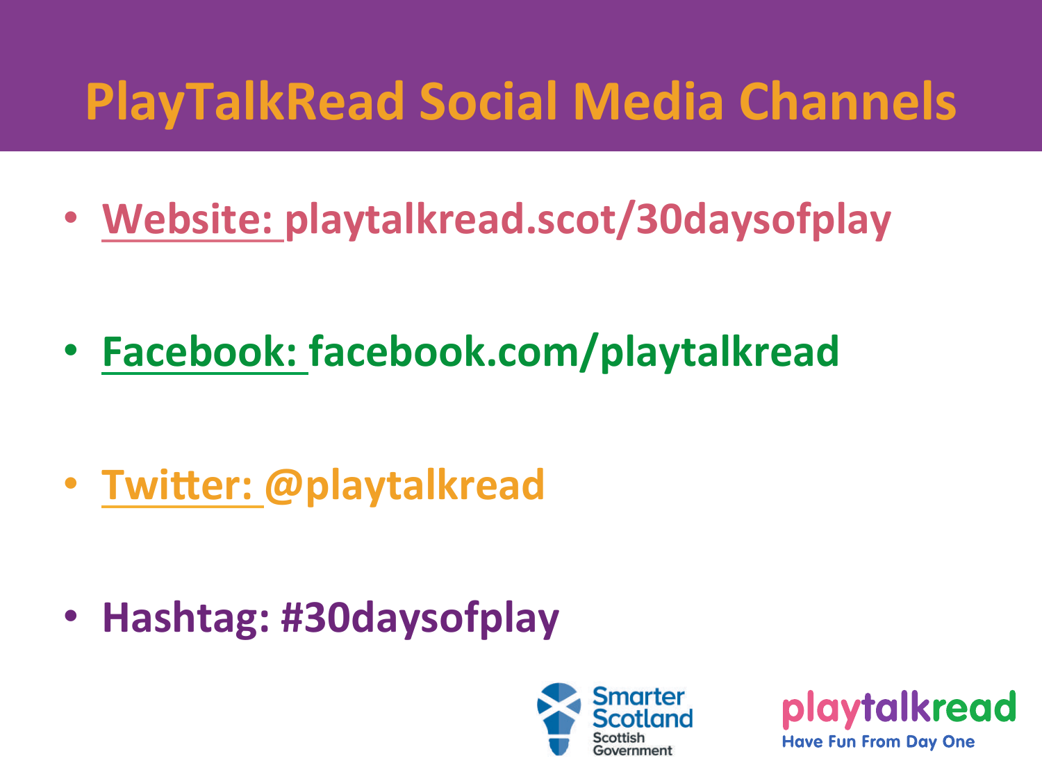# PlayTalkRead Social Media Channels

- Website: playtalkread.scot/30daysofplay
- Facebook: facebook.com/playtalkread
- Twitter: @playtalkread
- Hashtag: #30daysofplay

Smarter Scotland
Scottish Government

playtalkread
Have Fun From Day One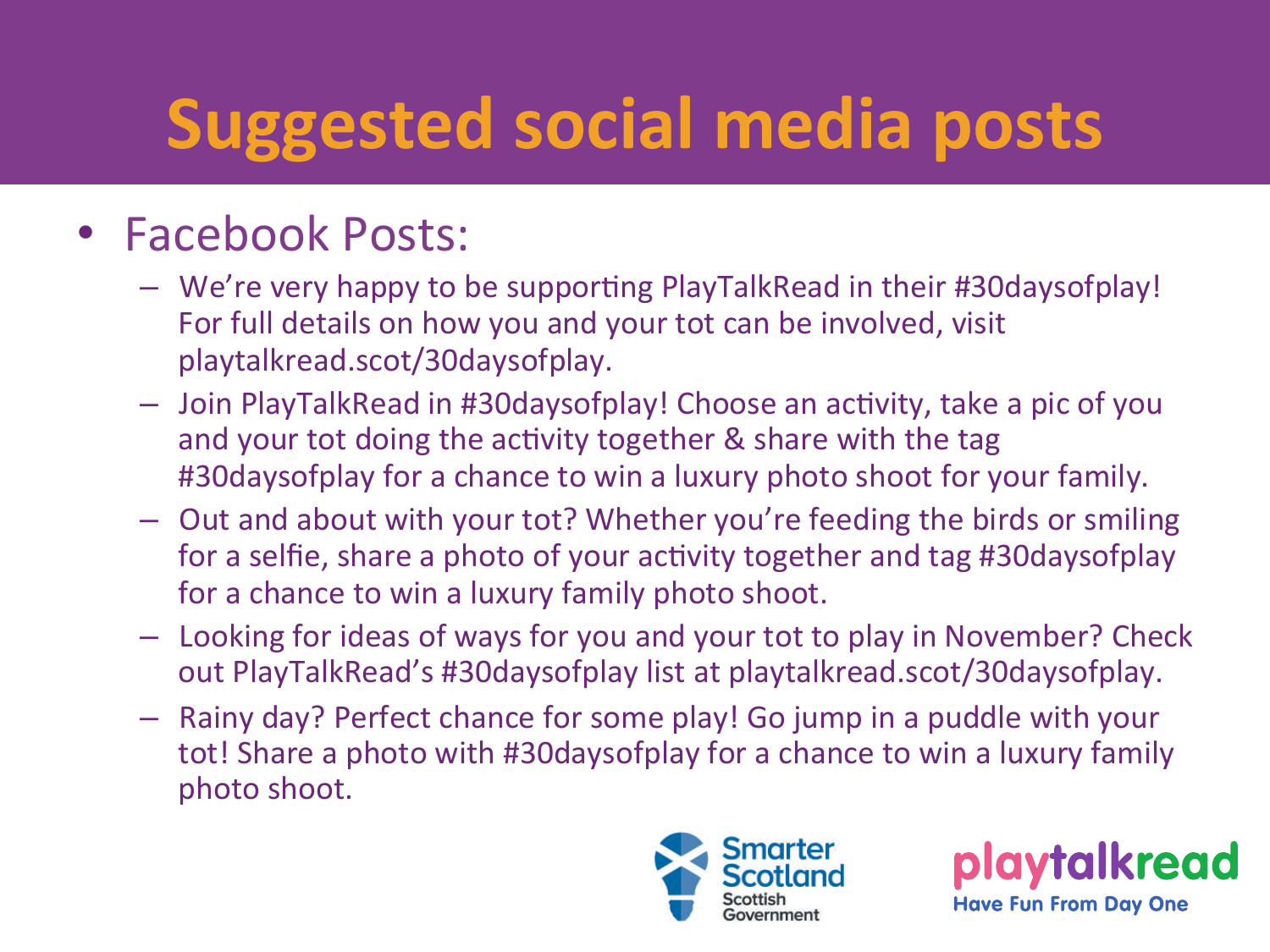# Suggested social media posts

- Facebook Posts:
  - We're very happy to be supporting PlayTalkRead in their #30daysofplay! For full details on how you and your tot can be involved, visit playtalkread.scot/30daysofplay.
  - Join PlayTalkRead in #30daysofplay! Choose an activity, take a pic of you and your tot doing the activity together & share with the tag #30daysofplay for a chance to win a luxury photo shoot for your family.
  - Out and about with your tot? Whether you're feeding the birds or smiling for a selfie, share a photo of your activity together and tag #30daysofplay for a chance to win a luxury family photo shoot.
  - Looking for ideas of ways for you and your tot to play in November? Check out PlayTalkRead's #30daysofplay list at playtalkread.scot/30daysofplay.
  - Rainy day? Perfect chance for some play! Go jump in a puddle with your tot! Share a photo with #30daysofplay for a chance to win a luxury family photo shoot.

Smarter Scotland
Scottish Government

playtalkread
Have Fun From Day One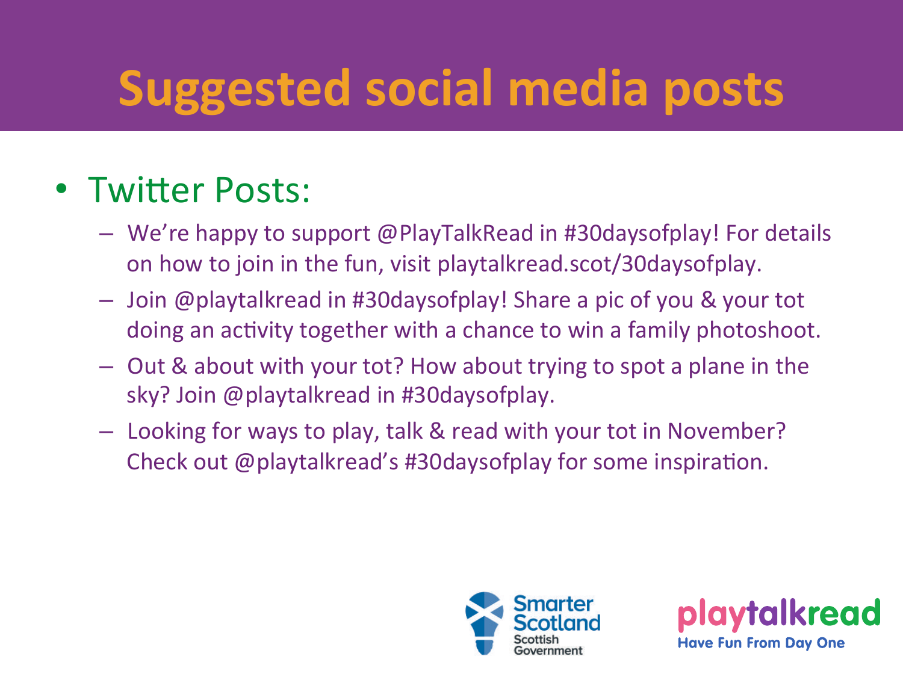# Suggested social media posts

- Twitter Posts:
  - We're happy to support @PlayTalkRead in #30daysofplay! For details on how to join in the fun, visit playtalkread.scot/30daysofplay.
  - Join @playtalkread in #30daysofplay! Share a pic of you & your tot doing an activity together with a chance to win a family photoshoot.
  - Out & about with your tot? How about trying to spot a plane in the sky? Join @playtalkread in #30daysofplay.
  - Looking for ways to play, talk & read with your tot in November? Check out @playtalkread's #30daysofplay for some inspiration.

Smarter Scotland
Scottish Government

playtalkread
Have Fun From Day One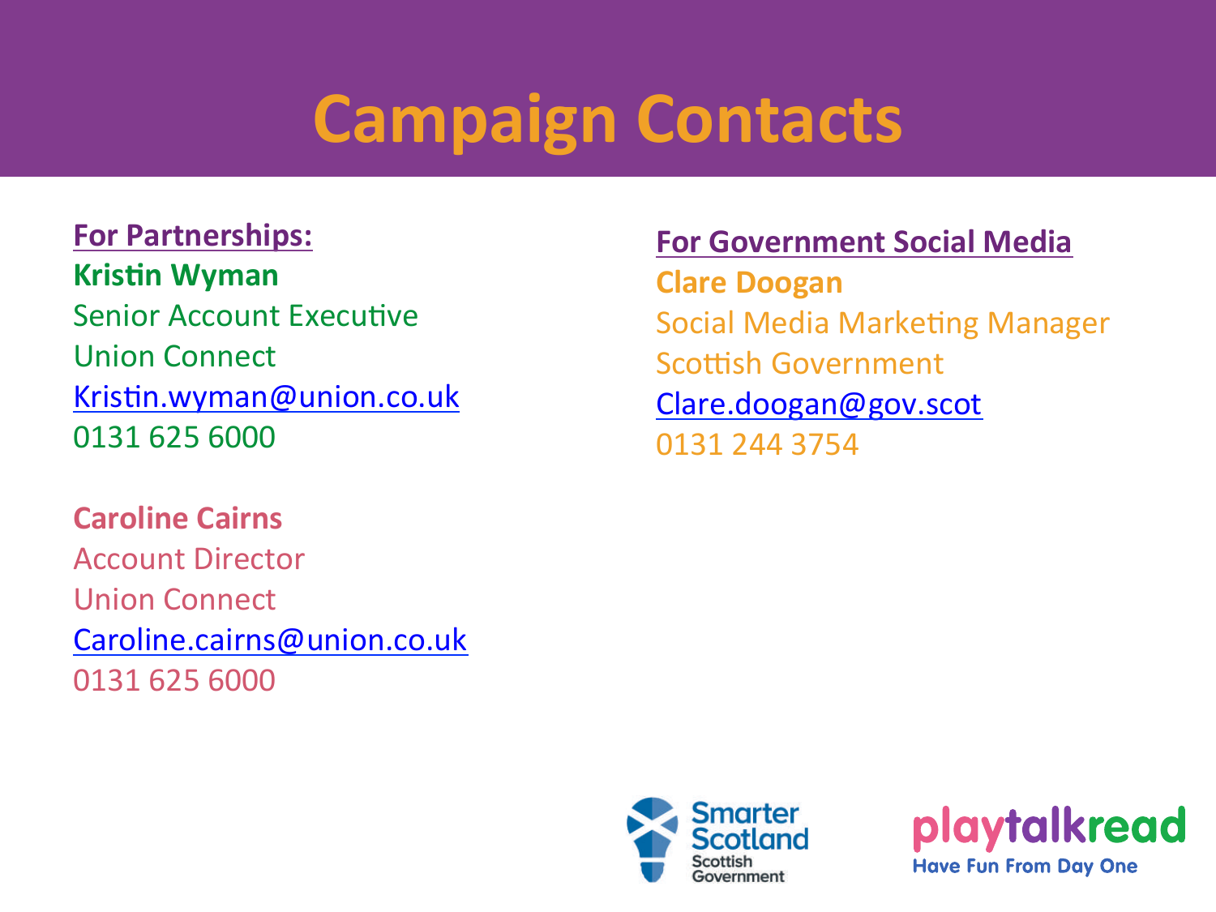# Campaign Contacts

**For Partnerships:**

**Kristin Wyman**
Senior Account Executive
Union Connect
Kristin.wyman@union.co.uk
0131 625 6000

**Caroline Cairns**
Account Director
Union Connect
Caroline.cairns@union.co.uk
0131 625 6000

**For Government Social Media**

**Clare Doogan**
Social Media Marketing Manager
Scottish Government
Clare.doogan@gov.scot
0131 244 3754

Smarter Scotland
Scottish Government

playtalkread
Have Fun From Day One